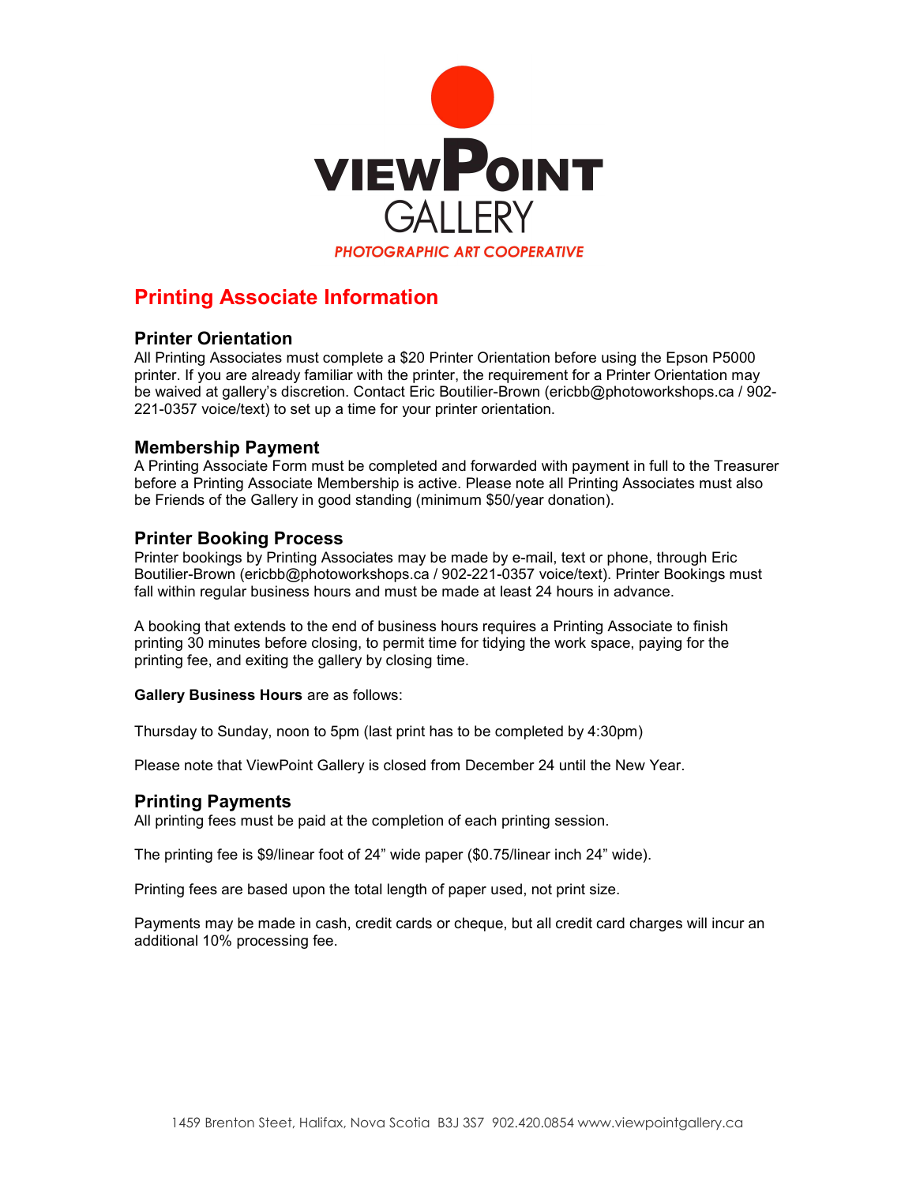# VIEWPOINT GALLERY

*PHOTOGRAPHIC ART COOPERATIVE*

## Printing Associate Information

### Printer Orientation

All Printing Associates must complete a $20 Printer Orientation before using the Epson P5000 printer. If you are already familiar with the printer, the requirement for a Printer Orientation may be waived at gallery's discretion. Contact Eric Boutilier-Brown (ericbb@photoworkshops.ca / 902-221-0357 voice/text) to set up a time for your printer orientation.

### Membership Payment

A Printing Associate Form must be completed and forwarded with payment in full to the Treasurer before a Printing Associate Membership is active. Please note all Printing Associates must also be Friends of the Gallery in good standing (minimum $50/year donation).

### Printer Booking Process

Printer bookings by Printing Associates may be made by e-mail, text or phone, through Eric Boutilier-Brown (ericbb@photoworkshops.ca / 902-221-0357 voice/text). Printer Bookings must fall within regular business hours and must be made at least 24 hours in advance.

A booking that extends to the end of business hours requires a Printing Associate to finish printing 30 minutes before closing, to permit time for tidying the work space, paying for the printing fee, and exiting the gallery by closing time.

**Gallery Business Hours** are as follows:

Thursday to Sunday, noon to 5pm (last print has to be completed by 4:30pm)

Please note that ViewPoint Gallery is closed from December 24 until the New Year.

### Printing Payments

All printing fees must be paid at the completion of each printing session.

The printing fee is $9/linear foot of 24" wide paper ($0.75/linear inch 24" wide).

Printing fees are based upon the total length of paper used, not print size.

Payments may be made in cash, credit cards or cheque, but all credit card charges will incur an additional 10% processing fee.

1459 Brenton Steet, Halifax, Nova Scotia B3J 3S7 902.420.0854 www.viewpointgallery.ca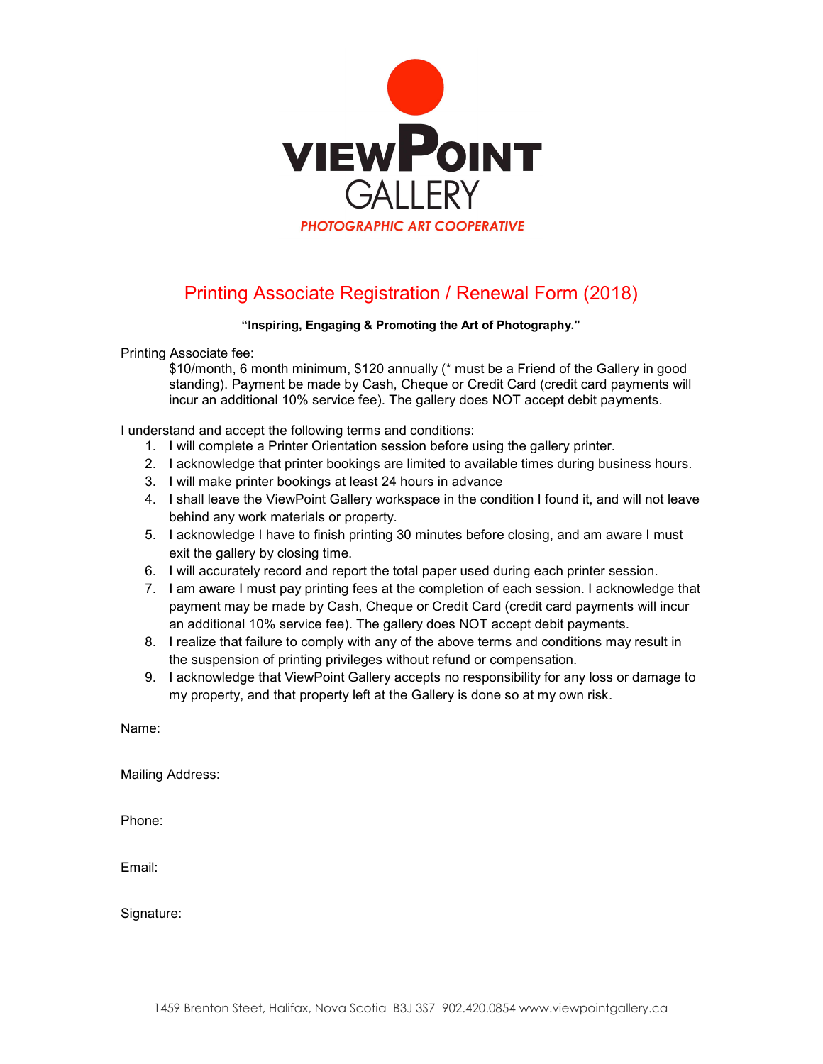VIEWPOINT GALLERY

*PHOTOGRAPHIC ART COOPERATIVE*

# Printing Associate Registration / Renewal Form (2018)

**"Inspiring, Engaging & Promoting the Art of Photography."**

Printing Associate fee:

$10/month, 6 month minimum, $120 annually (* must be a Friend of the Gallery in good standing). Payment be made by Cash, Cheque or Credit Card (credit card payments will incur an additional 10% service fee). The gallery does NOT accept debit payments.

I understand and accept the following terms and conditions:

1. I will complete a Printer Orientation session before using the gallery printer.
2. I acknowledge that printer bookings are limited to available times during business hours.
3. I will make printer bookings at least 24 hours in advance
4. I shall leave the ViewPoint Gallery workspace in the condition I found it, and will not leave behind any work materials or property.
5. I acknowledge I have to finish printing 30 minutes before closing, and am aware I must exit the gallery by closing time.
6. I will accurately record and report the total paper used during each printer session.
7. I am aware I must pay printing fees at the completion of each session. I acknowledge that payment may be made by Cash, Cheque or Credit Card (credit card payments will incur an additional 10% service fee). The gallery does NOT accept debit payments.
8. I realize that failure to comply with any of the above terms and conditions may result in the suspension of printing privileges without refund or compensation.
9. I acknowledge that ViewPoint Gallery accepts no responsibility for any loss or damage to my property, and that property left at the Gallery is done so at my own risk.

Name:

Mailing Address:

Phone:

Email:

Signature:

1459 Brenton Steet, Halifax, Nova Scotia B3J 3S7 902.420.0854 www.viewpointgallery.ca